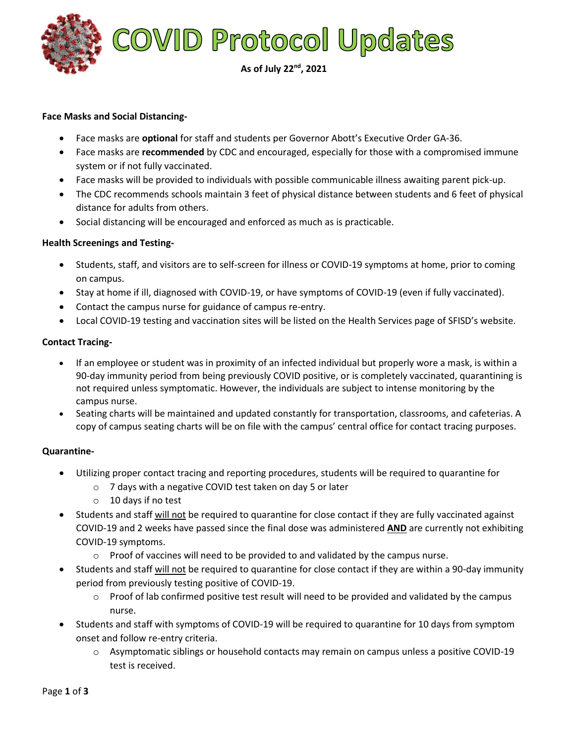# COVID Protocol Updates

**As of July 22nd, 2021**

**Face Masks and Social Distancing-**

- Face masks are **optional** for staff and students per Governor Abott's Executive Order GA-36.
- Face masks are **recommended** by CDC and encouraged, especially for those with a compromised immune system or if not fully vaccinated.
- Face masks will be provided to individuals with possible communicable illness awaiting parent pick-up.
- The CDC recommends schools maintain 3 feet of physical distance between students and 6 feet of physical distance for adults from others.
- Social distancing will be encouraged and enforced as much as is practicable.

**Health Screenings and Testing-**

- Students, staff, and visitors are to self-screen for illness or COVID-19 symptoms at home, prior to coming on campus.
- Stay at home if ill, diagnosed with COVID-19, or have symptoms of COVID-19 (even if fully vaccinated).
- Contact the campus nurse for guidance of campus re-entry.
- Local COVID-19 testing and vaccination sites will be listed on the Health Services page of SFISD's website.

**Contact Tracing-**

- If an employee or student was in proximity of an infected individual but properly wore a mask, is within a 90-day immunity period from being previously COVID positive, or is completely vaccinated, quarantining is not required unless symptomatic. However, the individuals are subject to intense monitoring by the campus nurse.
- Seating charts will be maintained and updated constantly for transportation, classrooms, and cafeterias. A copy of campus seating charts will be on file with the campus' central office for contact tracing purposes.

**Quarantine-**

- Utilizing proper contact tracing and reporting procedures, students will be required to quarantine for
  - 7 days with a negative COVID test taken on day 5 or later
  - 10 days if no test
- Students and staff will not be required to quarantine for close contact if they are fully vaccinated against COVID-19 and 2 weeks have passed since the final dose was administered **AND** are currently not exhibiting COVID-19 symptoms.
  - Proof of vaccines will need to be provided to and validated by the campus nurse.
- Students and staff will not be required to quarantine for close contact if they are within a 90-day immunity period from previously testing positive of COVID-19.
  - Proof of lab confirmed positive test result will need to be provided and validated by the campus nurse.
- Students and staff with symptoms of COVID-19 will be required to quarantine for 10 days from symptom onset and follow re-entry criteria.
  - Asymptomatic siblings or household contacts may remain on campus unless a positive COVID-19 test is received.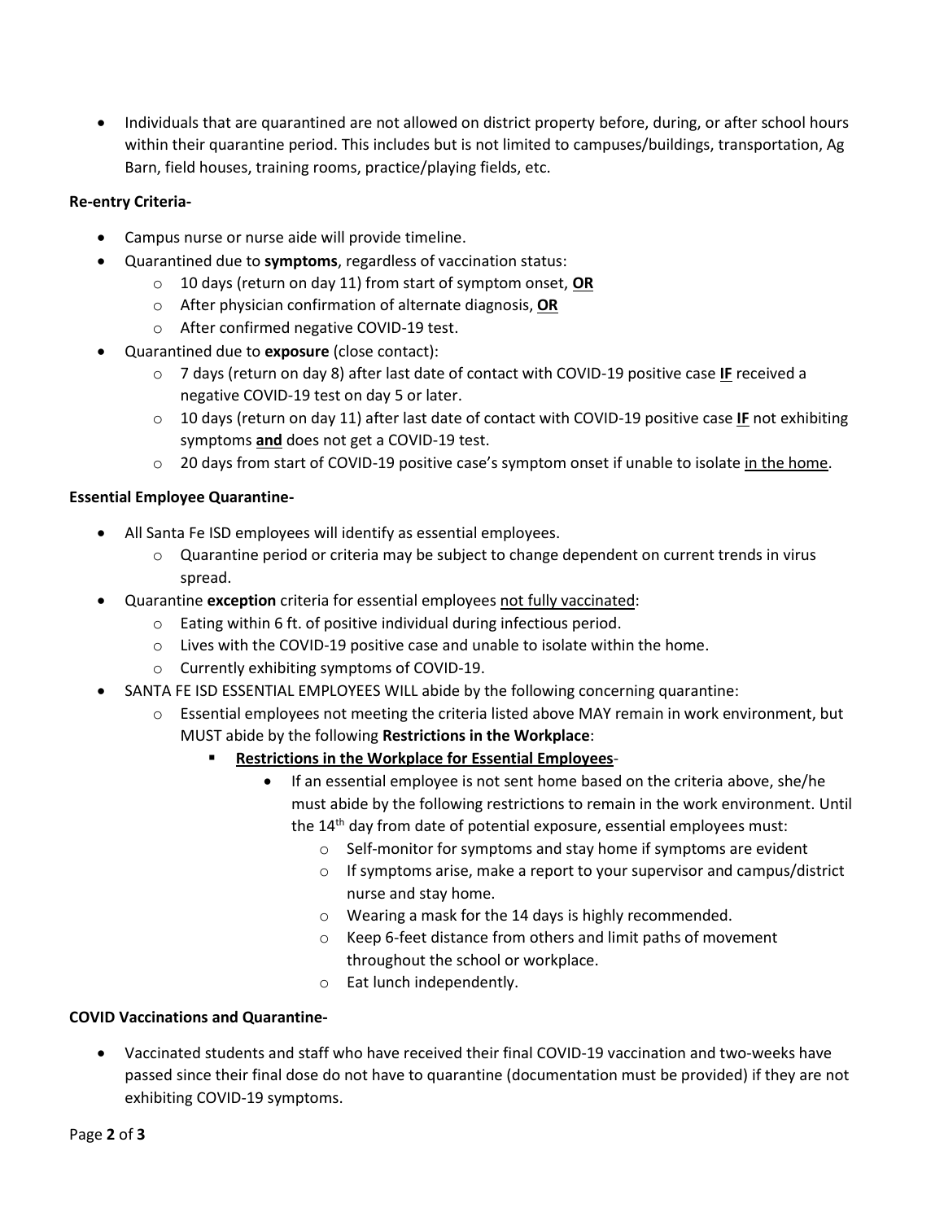- Individuals that are quarantined are not allowed on district property before, during, or after school hours within their quarantine period. This includes but is not limited to campuses/buildings, transportation, Ag Barn, field houses, training rooms, practice/playing fields, etc.

**Re-entry Criteria-**

- Campus nurse or nurse aide will provide timeline.
- Quarantined due to **symptoms**, regardless of vaccination status:
    - 10 days (return on day 11) from start of symptom onset, **OR**
    - After physician confirmation of alternate diagnosis, **OR**
    - After confirmed negative COVID-19 test.
- Quarantined due to **exposure** (close contact):
    - 7 days (return on day 8) after last date of contact with COVID-19 positive case **IF** received a negative COVID-19 test on day 5 or later.
    - 10 days (return on day 11) after last date of contact with COVID-19 positive case **IF** not exhibiting symptoms **and** does not get a COVID-19 test.
    - 20 days from start of COVID-19 positive case's symptom onset if unable to isolate in the home.

**Essential Employee Quarantine-**

- All Santa Fe ISD employees will identify as essential employees.
    - Quarantine period or criteria may be subject to change dependent on current trends in virus spread.
- Quarantine **exception** criteria for essential employees not fully vaccinated:
    - Eating within 6 ft. of positive individual during infectious period.
    - Lives with the COVID-19 positive case and unable to isolate within the home.
    - Currently exhibiting symptoms of COVID-19.
- SANTA FE ISD ESSENTIAL EMPLOYEES WILL abide by the following concerning quarantine:
    - Essential employees not meeting the criteria listed above MAY remain in work environment, but MUST abide by the following **Restrictions in the Workplace**:
        - **Restrictions in the Workplace for Essential Employees**-
            - If an essential employee is not sent home based on the criteria above, she/he must abide by the following restrictions to remain in the work environment. Until the 14th day from date of potential exposure, essential employees must:
                - Self-monitor for symptoms and stay home if symptoms are evident
                - If symptoms arise, make a report to your supervisor and campus/district nurse and stay home.
                - Wearing a mask for the 14 days is highly recommended.
                - Keep 6-feet distance from others and limit paths of movement throughout the school or workplace.
                - Eat lunch independently.

**COVID Vaccinations and Quarantine-**

- Vaccinated students and staff who have received their final COVID-19 vaccination and two-weeks have passed since their final dose do not have to quarantine (documentation must be provided) if they are not exhibiting COVID-19 symptoms.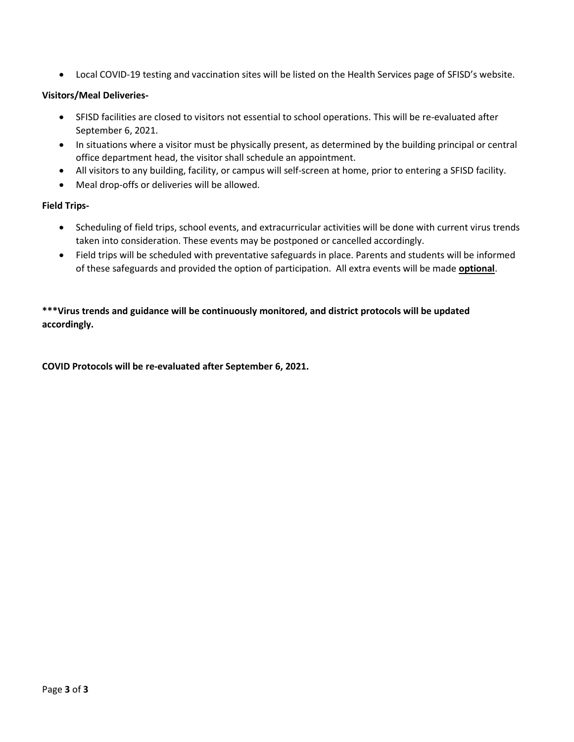- Local COVID-19 testing and vaccination sites will be listed on the Health Services page of SFISD's website.

**Visitors/Meal Deliveries-**

- SFISD facilities are closed to visitors not essential to school operations. This will be re-evaluated after September 6, 2021.
- In situations where a visitor must be physically present, as determined by the building principal or central office department head, the visitor shall schedule an appointment.
- All visitors to any building, facility, or campus will self-screen at home, prior to entering a SFISD facility.
- Meal drop-offs or deliveries will be allowed.

**Field Trips-**

- Scheduling of field trips, school events, and extracurricular activities will be done with current virus trends taken into consideration. These events may be postponed or cancelled accordingly.
- Field trips will be scheduled with preventative safeguards in place. Parents and students will be informed of these safeguards and provided the option of participation. All extra events will be made <u>**optional**</u>.

**\*\*\*Virus trends and guidance will be continuously monitored, and district protocols will be updated accordingly.**

**COVID Protocols will be re-evaluated after September 6, 2021.**